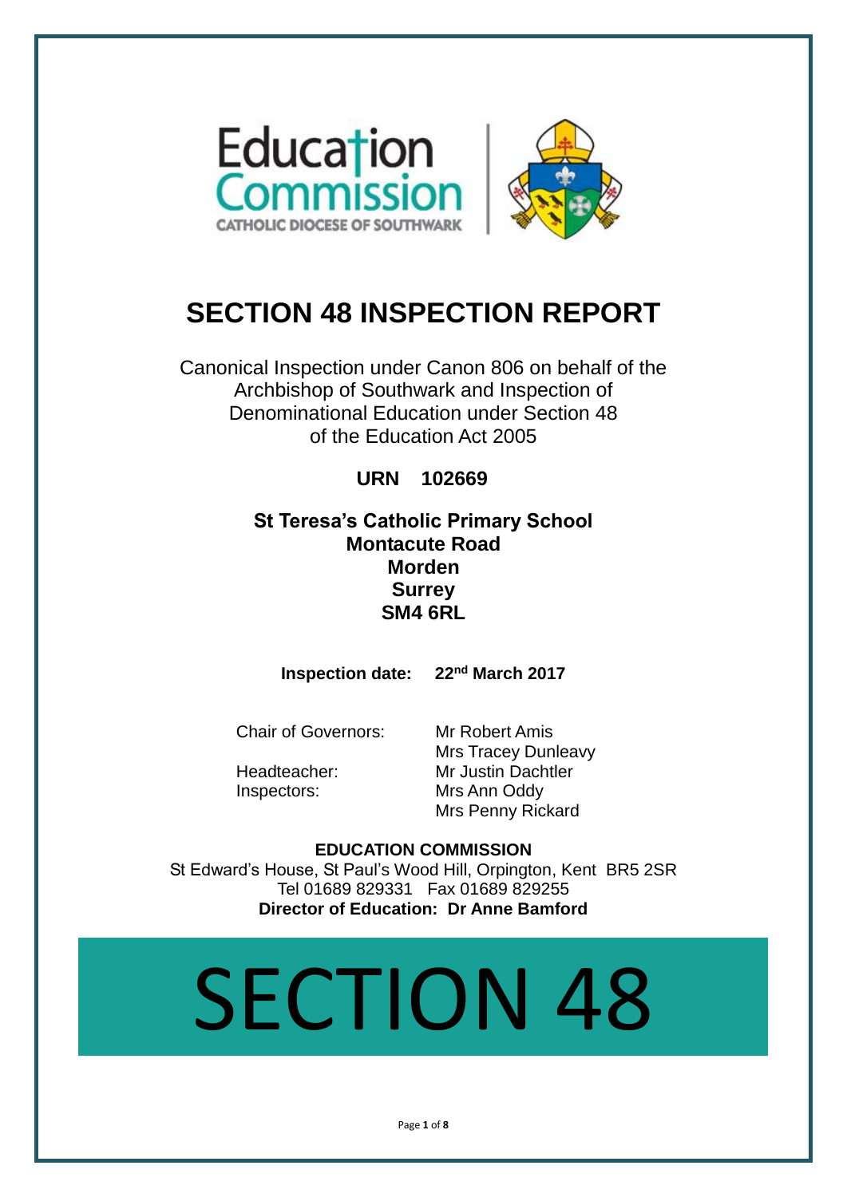Education Commission
CATHOLIC DIOCESE OF SOUTHWARK

# SECTION 48 INSPECTION REPORT

Canonical Inspection under Canon 806 on behalf of the Archbishop of Southwark and Inspection of Denominational Education under Section 48 of the Education Act 2005

**URN 102669**

**St Teresa's Catholic Primary School**
**Montacute Road**
**Morden**
**Surrey**
**SM4 6RL**

**Inspection date:** **22nd March 2017**

| | |
|---|---|
| Chair of Governors: | Mr Robert Amis |
| | Mrs Tracey Dunleavy |
| Headteacher: | Mr Justin Dachtler |
| Inspectors: | Mrs Ann Oddy |
| | Mrs Penny Rickard |

**EDUCATION COMMISSION**
St Edward's House, St Paul's Wood Hill, Orpington, Kent BR5 2SR
Tel 01689 829331 Fax 01689 829255
**Director of Education: Dr Anne Bamford**

SECTION 48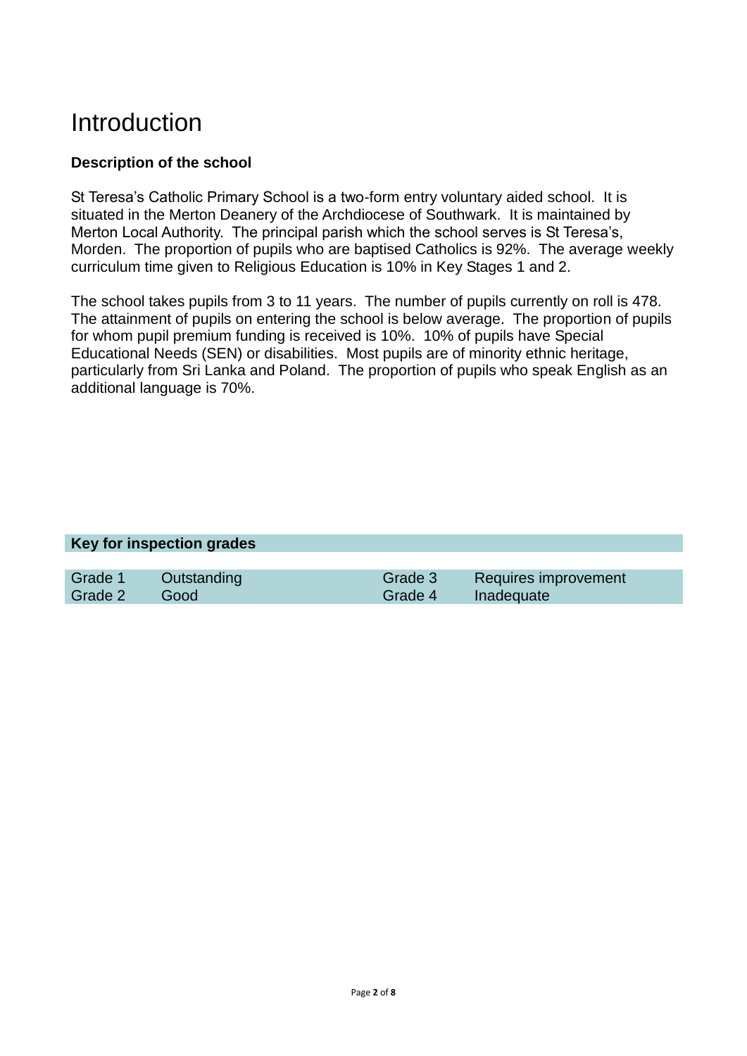# Introduction

### Description of the school

St Teresa's Catholic Primary School is a two-form entry voluntary aided school. It is situated in the Merton Deanery of the Archdiocese of Southwark. It is maintained by Merton Local Authority. The principal parish which the school serves is St Teresa's, Morden. The proportion of pupils who are baptised Catholics is 92%. The average weekly curriculum time given to Religious Education is 10% in Key Stages 1 and 2.

The school takes pupils from 3 to 11 years. The number of pupils currently on roll is 478. The attainment of pupils on entering the school is below average. The proportion of pupils for whom pupil premium funding is received is 10%. 10% of pupils have Special Educational Needs (SEN) or disabilities. Most pupils are of minority ethnic heritage, particularly from Sri Lanka and Poland. The proportion of pupils who speak English as an additional language is 70%.

**Key for inspection grades**

| | | | |
|---|---|---|---|
| Grade 1 | Outstanding | Grade 3 | Requires improvement |
| Grade 2 | Good | Grade 4 | Inadequate |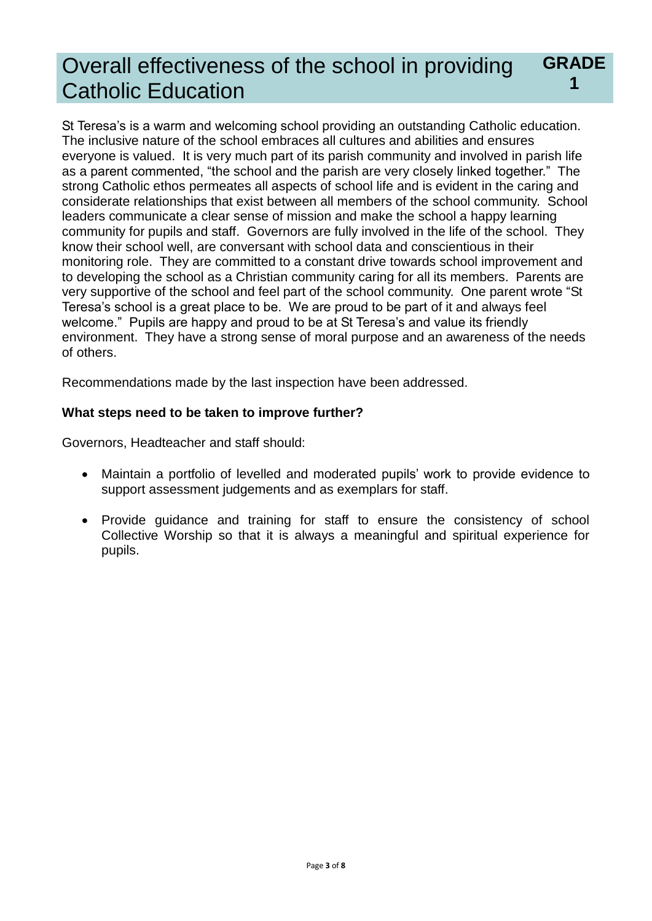## Overall effectiveness of the school in providing Catholic Education **GRADE 1**

St Teresa's is a warm and welcoming school providing an outstanding Catholic education. The inclusive nature of the school embraces all cultures and abilities and ensures everyone is valued. It is very much part of its parish community and involved in parish life as a parent commented, "the school and the parish are very closely linked together." The strong Catholic ethos permeates all aspects of school life and is evident in the caring and considerate relationships that exist between all members of the school community. School leaders communicate a clear sense of mission and make the school a happy learning community for pupils and staff. Governors are fully involved in the life of the school. They know their school well, are conversant with school data and conscientious in their monitoring role. They are committed to a constant drive towards school improvement and to developing the school as a Christian community caring for all its members. Parents are very supportive of the school and feel part of the school community. One parent wrote "St Teresa's school is a great place to be. We are proud to be part of it and always feel welcome." Pupils are happy and proud to be at St Teresa's and value its friendly environment. They have a strong sense of moral purpose and an awareness of the needs of others.

Recommendations made by the last inspection have been addressed.

**What steps need to be taken to improve further?**

Governors, Headteacher and staff should:

- Maintain a portfolio of levelled and moderated pupils' work to provide evidence to support assessment judgements and as exemplars for staff.
- Provide guidance and training for staff to ensure the consistency of school Collective Worship so that it is always a meaningful and spiritual experience for pupils.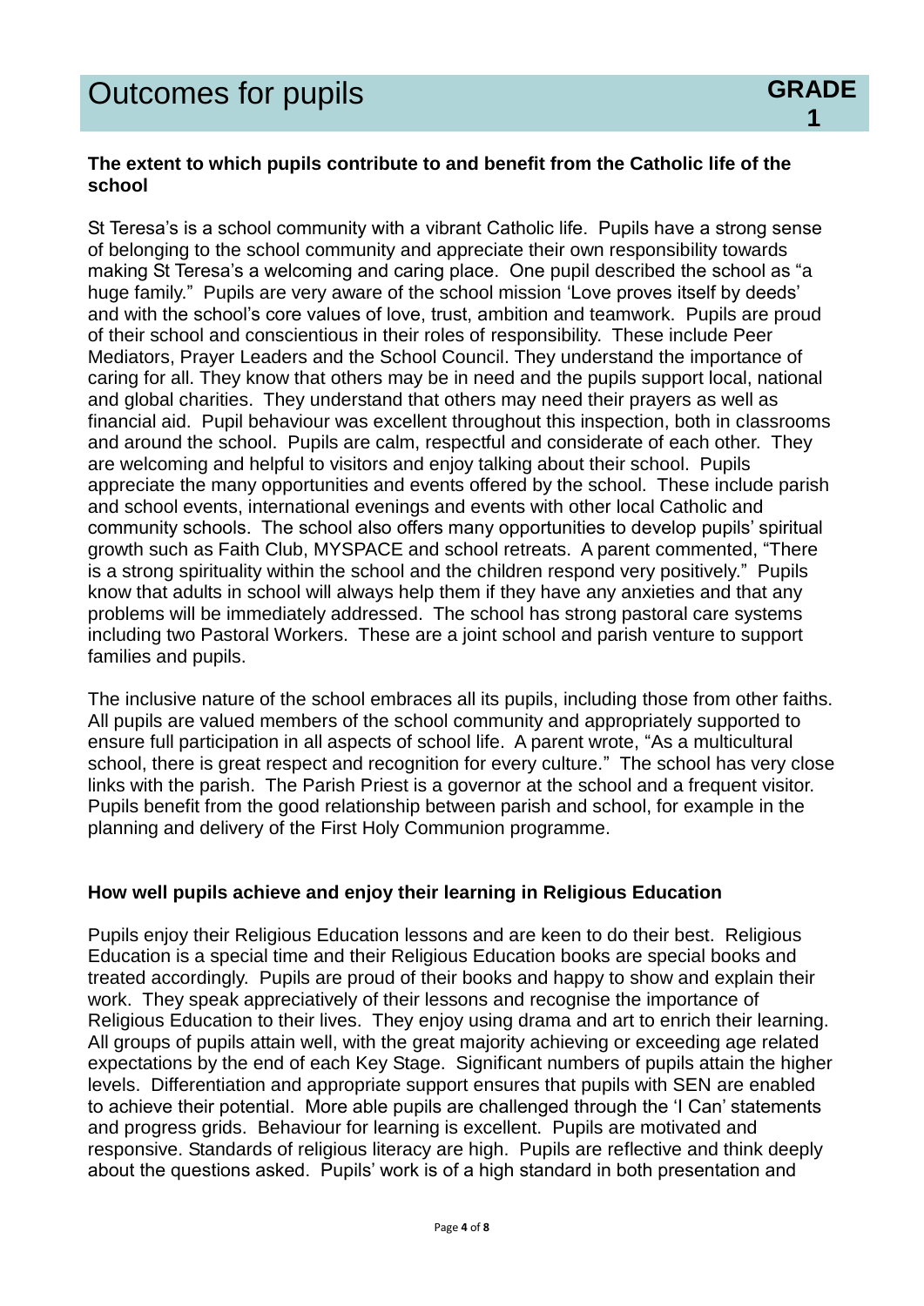# Outcomes for pupils

**GRADE 1**

### The extent to which pupils contribute to and benefit from the Catholic life of the school

St Teresa's is a school community with a vibrant Catholic life. Pupils have a strong sense of belonging to the school community and appreciate their own responsibility towards making St Teresa's a welcoming and caring place. One pupil described the school as "a huge family." Pupils are very aware of the school mission 'Love proves itself by deeds' and with the school's core values of love, trust, ambition and teamwork. Pupils are proud of their school and conscientious in their roles of responsibility. These include Peer Mediators, Prayer Leaders and the School Council. They understand the importance of caring for all. They know that others may be in need and the pupils support local, national and global charities. They understand that others may need their prayers as well as financial aid. Pupil behaviour was excellent throughout this inspection, both in classrooms and around the school. Pupils are calm, respectful and considerate of each other. They are welcoming and helpful to visitors and enjoy talking about their school. Pupils appreciate the many opportunities and events offered by the school. These include parish and school events, international evenings and events with other local Catholic and community schools. The school also offers many opportunities to develop pupils' spiritual growth such as Faith Club, MYSPACE and school retreats. A parent commented, "There is a strong spirituality within the school and the children respond very positively." Pupils know that adults in school will always help them if they have any anxieties and that any problems will be immediately addressed. The school has strong pastoral care systems including two Pastoral Workers. These are a joint school and parish venture to support families and pupils.

The inclusive nature of the school embraces all its pupils, including those from other faiths. All pupils are valued members of the school community and appropriately supported to ensure full participation in all aspects of school life. A parent wrote, "As a multicultural school, there is great respect and recognition for every culture." The school has very close links with the parish. The Parish Priest is a governor at the school and a frequent visitor. Pupils benefit from the good relationship between parish and school, for example in the planning and delivery of the First Holy Communion programme.

### How well pupils achieve and enjoy their learning in Religious Education

Pupils enjoy their Religious Education lessons and are keen to do their best. Religious Education is a special time and their Religious Education books are special books and treated accordingly. Pupils are proud of their books and happy to show and explain their work. They speak appreciatively of their lessons and recognise the importance of Religious Education to their lives. They enjoy using drama and art to enrich their learning. All groups of pupils attain well, with the great majority achieving or exceeding age related expectations by the end of each Key Stage. Significant numbers of pupils attain the higher levels. Differentiation and appropriate support ensures that pupils with SEN are enabled to achieve their potential. More able pupils are challenged through the 'I Can' statements and progress grids. Behaviour for learning is excellent. Pupils are motivated and responsive. Standards of religious literacy are high. Pupils are reflective and think deeply about the questions asked. Pupils' work is of a high standard in both presentation and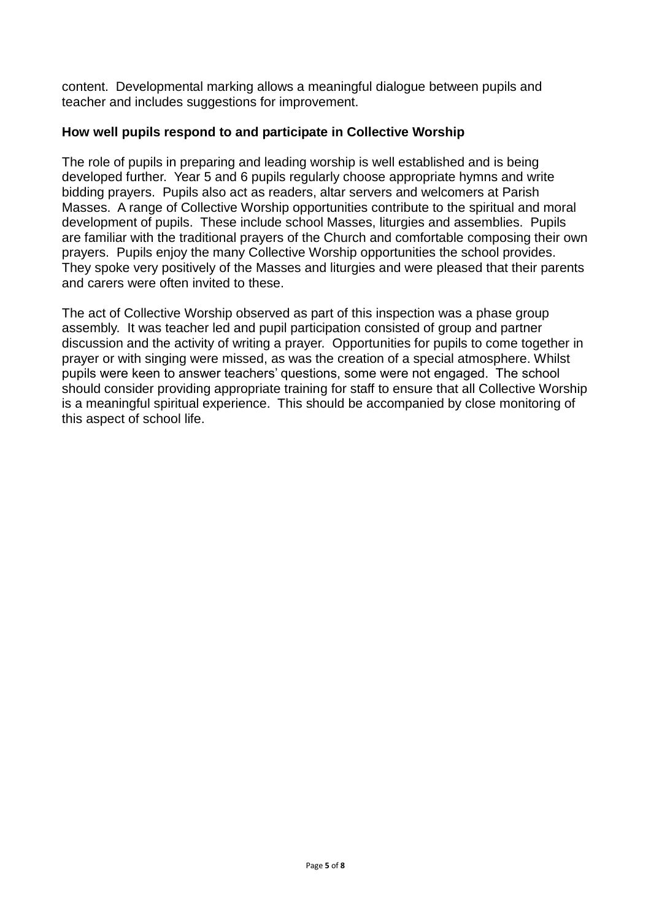content. Developmental marking allows a meaningful dialogue between pupils and teacher and includes suggestions for improvement.

**How well pupils respond to and participate in Collective Worship**

The role of pupils in preparing and leading worship is well established and is being developed further. Year 5 and 6 pupils regularly choose appropriate hymns and write bidding prayers. Pupils also act as readers, altar servers and welcomers at Parish Masses. A range of Collective Worship opportunities contribute to the spiritual and moral development of pupils. These include school Masses, liturgies and assemblies. Pupils are familiar with the traditional prayers of the Church and comfortable composing their own prayers. Pupils enjoy the many Collective Worship opportunities the school provides. They spoke very positively of the Masses and liturgies and were pleased that their parents and carers were often invited to these.

The act of Collective Worship observed as part of this inspection was a phase group assembly. It was teacher led and pupil participation consisted of group and partner discussion and the activity of writing a prayer. Opportunities for pupils to come together in prayer or with singing were missed, as was the creation of a special atmosphere. Whilst pupils were keen to answer teachers' questions, some were not engaged. The school should consider providing appropriate training for staff to ensure that all Collective Worship is a meaningful spiritual experience. This should be accompanied by close monitoring of this aspect of school life.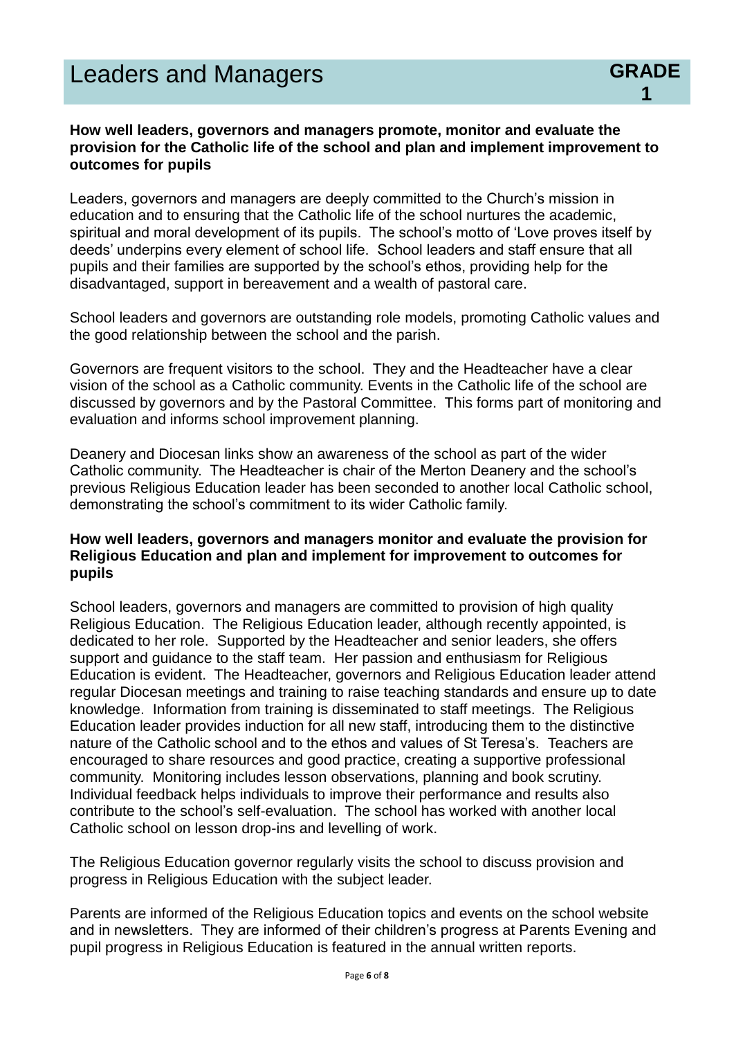## Leaders and Managers

**GRADE 1**

**How well leaders, governors and managers promote, monitor and evaluate the provision for the Catholic life of the school and plan and implement improvement to outcomes for pupils**

Leaders, governors and managers are deeply committed to the Church's mission in education and to ensuring that the Catholic life of the school nurtures the academic, spiritual and moral development of its pupils. The school's motto of 'Love proves itself by deeds' underpins every element of school life. School leaders and staff ensure that all pupils and their families are supported by the school's ethos, providing help for the disadvantaged, support in bereavement and a wealth of pastoral care.

School leaders and governors are outstanding role models, promoting Catholic values and the good relationship between the school and the parish.

Governors are frequent visitors to the school. They and the Headteacher have a clear vision of the school as a Catholic community. Events in the Catholic life of the school are discussed by governors and by the Pastoral Committee. This forms part of monitoring and evaluation and informs school improvement planning.

Deanery and Diocesan links show an awareness of the school as part of the wider Catholic community. The Headteacher is chair of the Merton Deanery and the school's previous Religious Education leader has been seconded to another local Catholic school, demonstrating the school's commitment to its wider Catholic family.

**How well leaders, governors and managers monitor and evaluate the provision for Religious Education and plan and implement for improvement to outcomes for pupils**

School leaders, governors and managers are committed to provision of high quality Religious Education. The Religious Education leader, although recently appointed, is dedicated to her role. Supported by the Headteacher and senior leaders, she offers support and guidance to the staff team. Her passion and enthusiasm for Religious Education is evident. The Headteacher, governors and Religious Education leader attend regular Diocesan meetings and training to raise teaching standards and ensure up to date knowledge. Information from training is disseminated to staff meetings. The Religious Education leader provides induction for all new staff, introducing them to the distinctive nature of the Catholic school and to the ethos and values of St Teresa's. Teachers are encouraged to share resources and good practice, creating a supportive professional community. Monitoring includes lesson observations, planning and book scrutiny. Individual feedback helps individuals to improve their performance and results also contribute to the school's self-evaluation. The school has worked with another local Catholic school on lesson drop-ins and levelling of work.

The Religious Education governor regularly visits the school to discuss provision and progress in Religious Education with the subject leader.

Parents are informed of the Religious Education topics and events on the school website and in newsletters. They are informed of their children's progress at Parents Evening and pupil progress in Religious Education is featured in the annual written reports.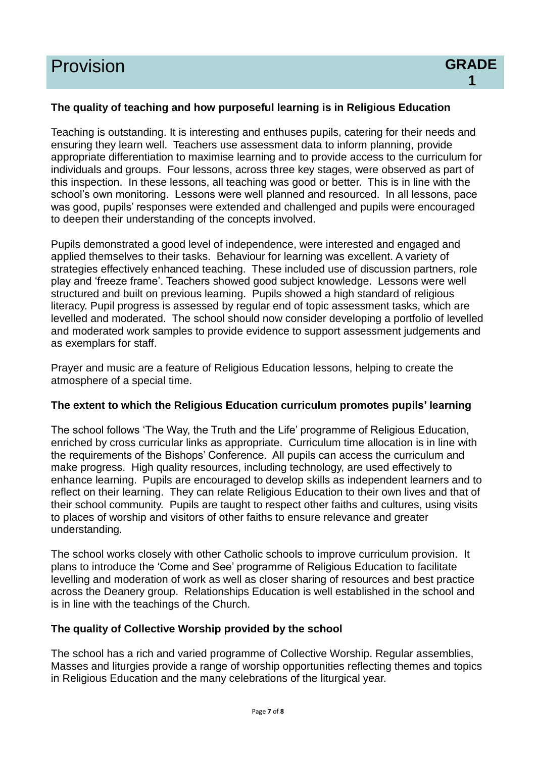## Provision

**GRADE 1**

### The quality of teaching and how purposeful learning is in Religious Education

Teaching is outstanding. It is interesting and enthuses pupils, catering for their needs and ensuring they learn well. Teachers use assessment data to inform planning, provide appropriate differentiation to maximise learning and to provide access to the curriculum for individuals and groups. Four lessons, across three key stages, were observed as part of this inspection. In these lessons, all teaching was good or better. This is in line with the school's own monitoring. Lessons were well planned and resourced. In all lessons, pace was good, pupils' responses were extended and challenged and pupils were encouraged to deepen their understanding of the concepts involved.

Pupils demonstrated a good level of independence, were interested and engaged and applied themselves to their tasks. Behaviour for learning was excellent. A variety of strategies effectively enhanced teaching. These included use of discussion partners, role play and 'freeze frame'. Teachers showed good subject knowledge. Lessons were well structured and built on previous learning. Pupils showed a high standard of religious literacy. Pupil progress is assessed by regular end of topic assessment tasks, which are levelled and moderated. The school should now consider developing a portfolio of levelled and moderated work samples to provide evidence to support assessment judgements and as exemplars for staff.

Prayer and music are a feature of Religious Education lessons, helping to create the atmosphere of a special time.

### The extent to which the Religious Education curriculum promotes pupils' learning

The school follows 'The Way, the Truth and the Life' programme of Religious Education, enriched by cross curricular links as appropriate. Curriculum time allocation is in line with the requirements of the Bishops' Conference. All pupils can access the curriculum and make progress. High quality resources, including technology, are used effectively to enhance learning. Pupils are encouraged to develop skills as independent learners and to reflect on their learning. They can relate Religious Education to their own lives and that of their school community. Pupils are taught to respect other faiths and cultures, using visits to places of worship and visitors of other faiths to ensure relevance and greater understanding.

The school works closely with other Catholic schools to improve curriculum provision. It plans to introduce the 'Come and See' programme of Religious Education to facilitate levelling and moderation of work as well as closer sharing of resources and best practice across the Deanery group. Relationships Education is well established in the school and is in line with the teachings of the Church.

### The quality of Collective Worship provided by the school

The school has a rich and varied programme of Collective Worship. Regular assemblies, Masses and liturgies provide a range of worship opportunities reflecting themes and topics in Religious Education and the many celebrations of the liturgical year.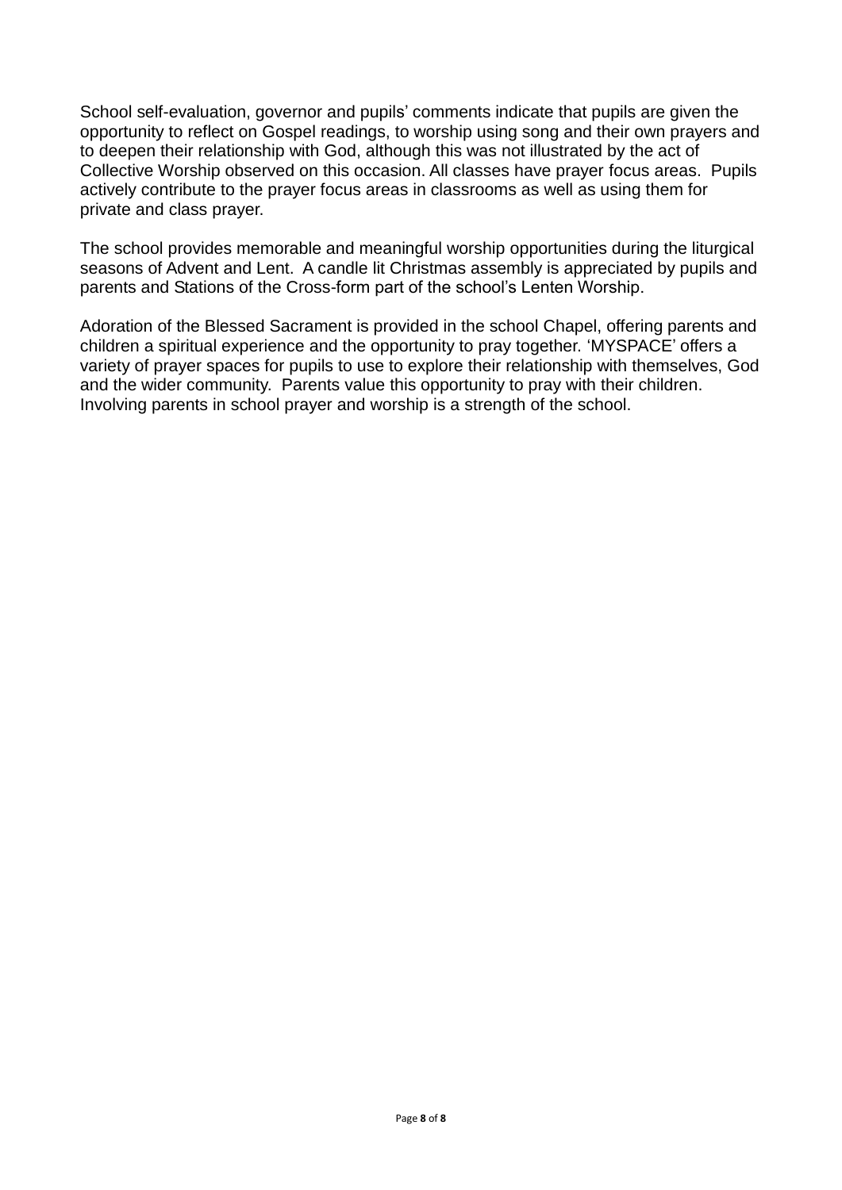School self-evaluation, governor and pupils' comments indicate that pupils are given the opportunity to reflect on Gospel readings, to worship using song and their own prayers and to deepen their relationship with God, although this was not illustrated by the act of Collective Worship observed on this occasion. All classes have prayer focus areas. Pupils actively contribute to the prayer focus areas in classrooms as well as using them for private and class prayer.

The school provides memorable and meaningful worship opportunities during the liturgical seasons of Advent and Lent. A candle lit Christmas assembly is appreciated by pupils and parents and Stations of the Cross-form part of the school's Lenten Worship.

Adoration of the Blessed Sacrament is provided in the school Chapel, offering parents and children a spiritual experience and the opportunity to pray together. 'MYSPACE' offers a variety of prayer spaces for pupils to use to explore their relationship with themselves, God and the wider community. Parents value this opportunity to pray with their children. Involving parents in school prayer and worship is a strength of the school.